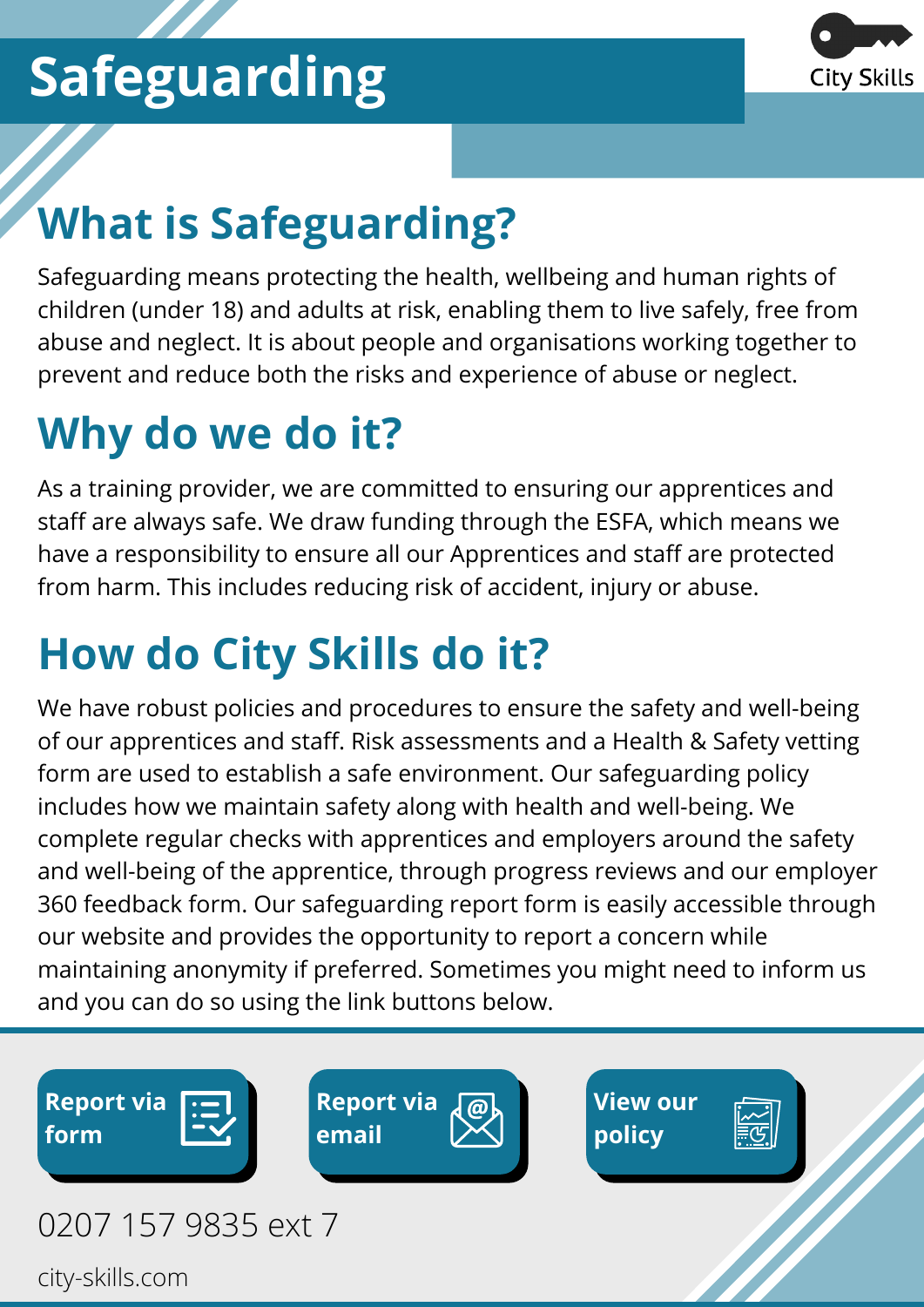# Safeguarding

City Skills

## What is Safeguarding?

Safeguarding means protecting the health, wellbeing and human rights of children (under 18) and adults at risk, enabling them to live safely, free from abuse and neglect. It is about people and organisations working together to prevent and reduce both the risks and experience of abuse or neglect.

## Why do we do it?

As a training provider, we are committed to ensuring our apprentices and staff are always safe. We draw funding through the ESFA, which means we have a responsibility to ensure all our Apprentices and staff are protected from harm. This includes reducing risk of accident, injury or abuse.

## How do City Skills do it?

We have robust policies and procedures to ensure the safety and well-being of our apprentices and staff. Risk assessments and a Health & Safety vetting form are used to establish a safe environment. Our safeguarding policy includes how we maintain safety along with health and well-being. We complete regular checks with apprentices and employers around the safety and well-being of the apprentice, through progress reviews and our employer 360 feedback form. Our safeguarding report form is easily accessible through our website and provides the opportunity to report a concern while maintaining anonymity if preferred. Sometimes you might need to inform us and you can do so using the link buttons below.

**Report via form** | **Report via email** | **View our policy**

0207 157 9835 ext 7

city-skills.com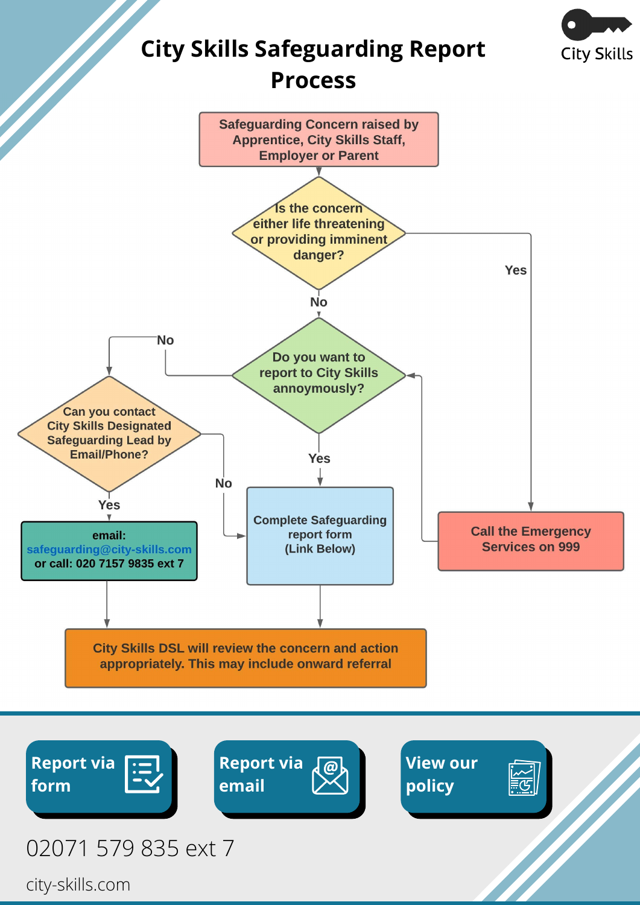# City Skills Safeguarding Report Process

City Skills

Safeguarding Concern raised by Apprentice, City Skills Staff, Employer or Parent

Is the concern either life threatening or providing imminent danger?

Yes

Call the Emergency Services on 999

No

Do you want to report to City Skills annoymously?

No

Can you contact City Skills Designated Safeguarding Lead by Email/Phone?

Yes

email: safeguarding@city-skills.com or call: 020 7157 9835 ext 7

No

Yes

Complete Safeguarding report form (Link Below)

City Skills DSL will review the concern and action appropriately. This may include onward referral

Report via form

Report via email

View our policy

02071 579 835 ext 7

city-skills.com